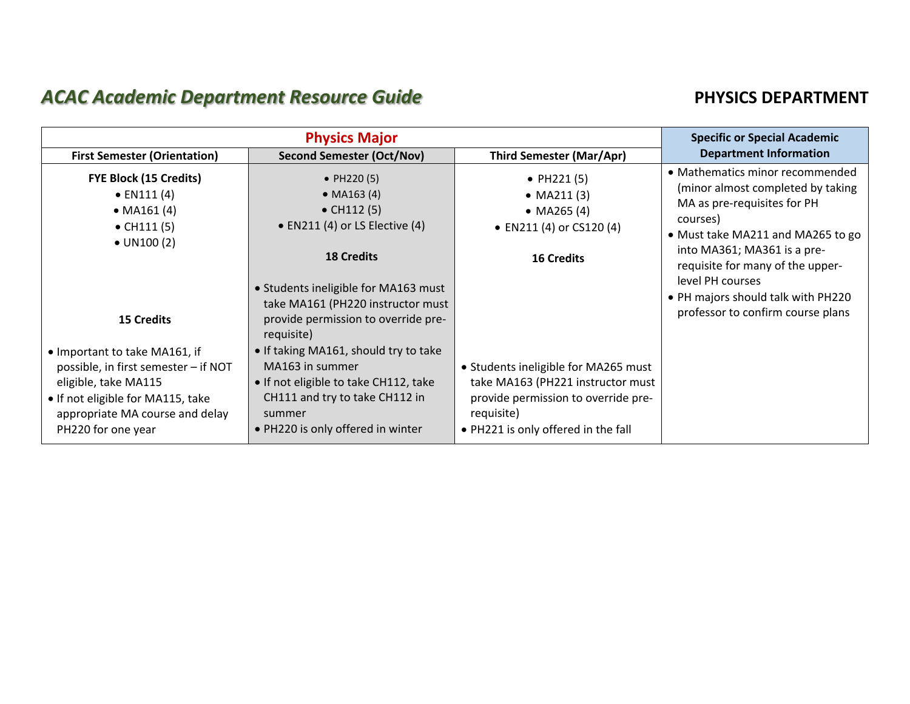# ACAC Academic Department Resource Guide

## PHYSICS DEPARTMENT

| Physics Major | | | Specific or Special Academic Department Information |
|---|---|---|---|
| **First Semester (Orientation)** | **Second Semester (Oct/Nov)** | **Third Semester (Mar/Apr)** | |
| **FYE Block (15 Credits)**<br>• EN111 (4)<br>• MA161 (4)<br>• CH111 (5)<br>• UN100 (2)<br><br>**15 Credits**<br><br>• Important to take MA161, if possible, in first semester – if NOT eligible, take MA115<br>• If not eligible for MA115, take appropriate MA course and delay PH220 for one year | • PH220 (5)<br>• MA163 (4)<br>• CH112 (5)<br>• EN211 (4) or LS Elective (4)<br><br>**18 Credits**<br><br>• Students ineligible for MA163 must take MA161 (PH220 instructor must provide permission to override pre-requisite)<br>• If taking MA161, should try to take MA163 in summer<br>• If not eligible to take CH112, take CH111 and try to take CH112 in summer<br>• PH220 is only offered in winter | • PH221 (5)<br>• MA211 (3)<br>• MA265 (4)<br>• EN211 (4) or CS120 (4)<br><br>**16 Credits**<br><br>• Students ineligible for MA265 must take MA163 (PH221 instructor must provide permission to override pre-requisite)<br>• PH221 is only offered in the fall | • Mathematics minor recommended (minor almost completed by taking MA as pre-requisites for PH courses)<br>• Must take MA211 and MA265 to go into MA361; MA361 is a pre-requisite for many of the upper-level PH courses<br>• PH majors should talk with PH220 professor to confirm course plans |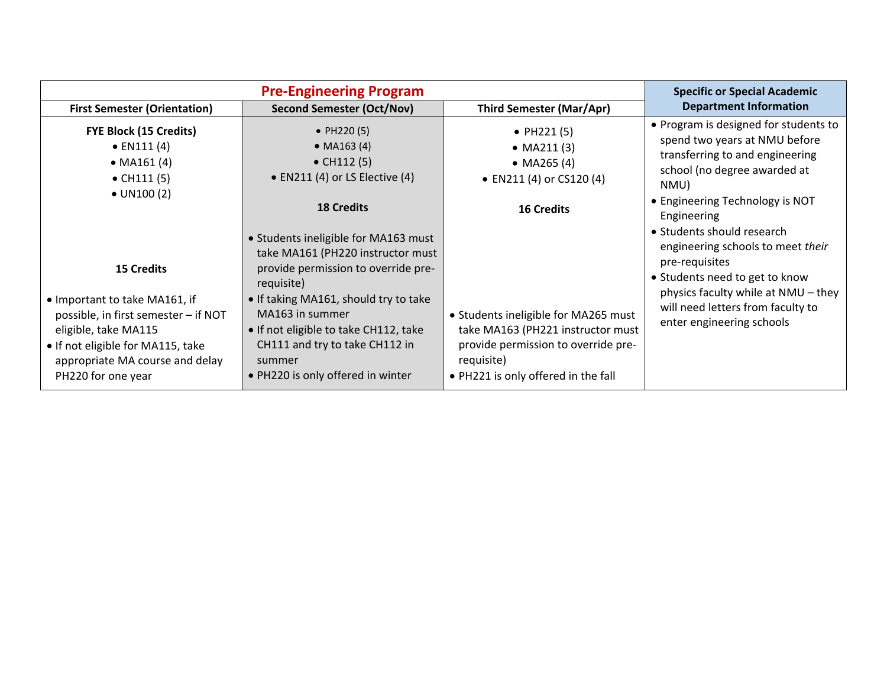| Pre-Engineering Program | | | Specific or Special Academic Department Information |
|---|---|---|---|
| **First Semester (Orientation)** | **Second Semester (Oct/Nov)** | **Third Semester (Mar/Apr)** | |
| **FYE Block (15 Credits)**<br>• EN111 (4)<br>• MA161 (4)<br>• CH111 (5)<br>• UN100 (2)<br><br>**15 Credits**<br><br>• Important to take MA161, if possible, in first semester – if NOT eligible, take MA115<br>• If not eligible for MA115, take appropriate MA course and delay PH220 for one year | • PH220 (5)<br>• MA163 (4)<br>• CH112 (5)<br>• EN211 (4) or LS Elective (4)<br><br>**18 Credits**<br><br>• Students ineligible for MA163 must take MA161 (PH220 instructor must provide permission to override pre-requisite)<br>• If taking MA161, should try to take MA163 in summer<br>• If not eligible to take CH112, take CH111 and try to take CH112 in summer<br>• PH220 is only offered in winter | • PH221 (5)<br>• MA211 (3)<br>• MA265 (4)<br>• EN211 (4) or CS120 (4)<br><br>**16 Credits**<br><br>• Students ineligible for MA265 must take MA163 (PH221 instructor must provide permission to override pre-requisite)<br>• PH221 is only offered in the fall | • Program is designed for students to spend two years at NMU before transferring to and engineering school (no degree awarded at NMU)<br>• Engineering Technology is NOT Engineering<br>• Students should research engineering schools to meet *their* pre-requisites<br>• Students need to get to know physics faculty while at NMU – they will need letters from faculty to enter engineering schools |